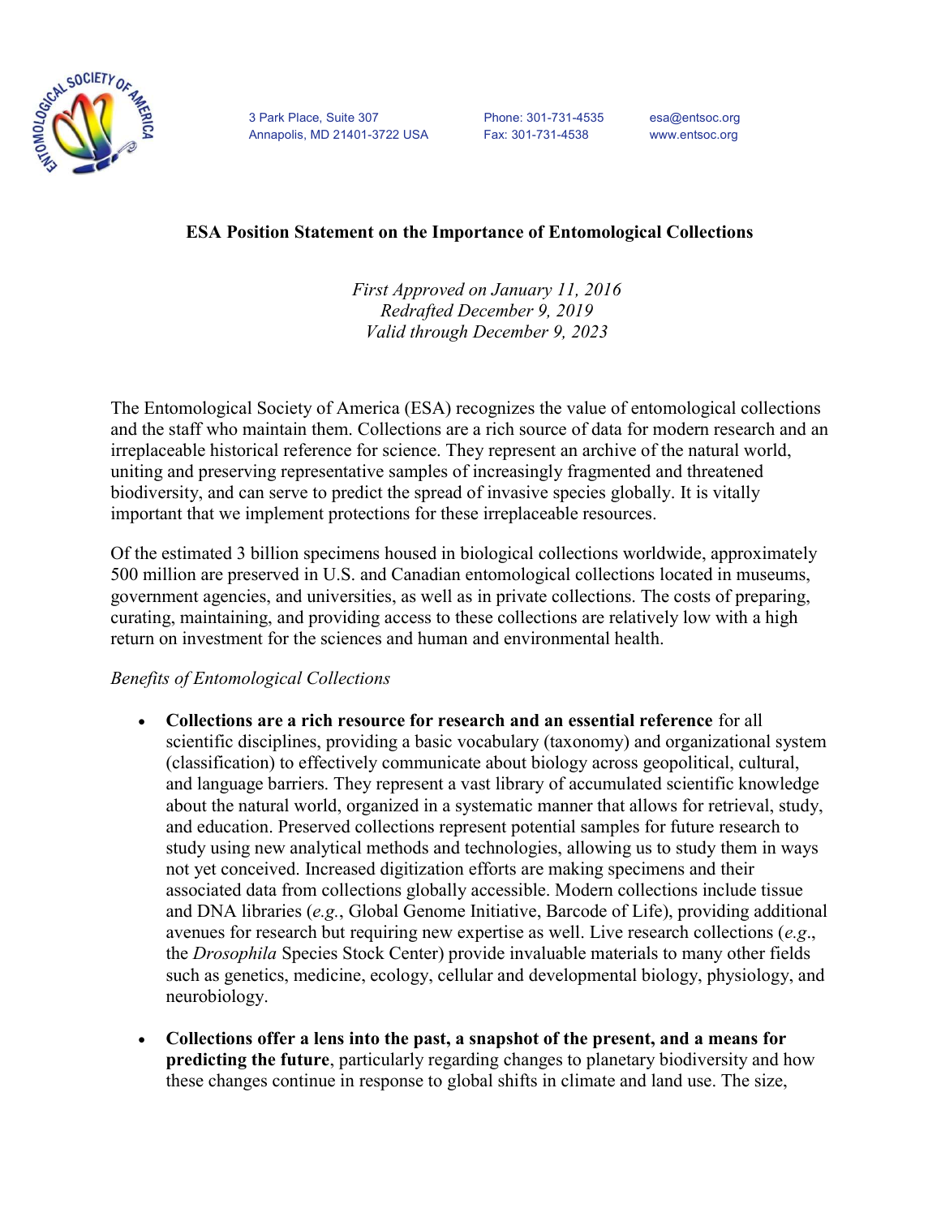3 Park Place, Suite 307
Annapolis, MD 21401-3722 USA

Phone: 301-731-4535
Fax: 301-731-4538

esa@entsoc.org
www.entsoc.org

# ESA Position Statement on the Importance of Entomological Collections

*First Approved on January 11, 2016*
*Redrafted December 9, 2019*
*Valid through December 9, 2023*

The Entomological Society of America (ESA) recognizes the value of entomological collections and the staff who maintain them. Collections are a rich source of data for modern research and an irreplaceable historical reference for science. They represent an archive of the natural world, uniting and preserving representative samples of increasingly fragmented and threatened biodiversity, and can serve to predict the spread of invasive species globally. It is vitally important that we implement protections for these irreplaceable resources.

Of the estimated 3 billion specimens housed in biological collections worldwide, approximately 500 million are preserved in U.S. and Canadian entomological collections located in museums, government agencies, and universities, as well as in private collections. The costs of preparing, curating, maintaining, and providing access to these collections are relatively low with a high return on investment for the sciences and human and environmental health.

*Benefits of Entomological Collections*

- **Collections are a rich resource for research and an essential reference** for all scientific disciplines, providing a basic vocabulary (taxonomy) and organizational system (classification) to effectively communicate about biology across geopolitical, cultural, and language barriers. They represent a vast library of accumulated scientific knowledge about the natural world, organized in a systematic manner that allows for retrieval, study, and education. Preserved collections represent potential samples for future research to study using new analytical methods and technologies, allowing us to study them in ways not yet conceived. Increased digitization efforts are making specimens and their associated data from collections globally accessible. Modern collections include tissue and DNA libraries (*e.g.*, Global Genome Initiative, Barcode of Life), providing additional avenues for research but requiring new expertise as well. Live research collections (*e.g.*, the *Drosophila* Species Stock Center) provide invaluable materials to many other fields such as genetics, medicine, ecology, cellular and developmental biology, physiology, and neurobiology.

- **Collections offer a lens into the past, a snapshot of the present, and a means for predicting the future**, particularly regarding changes to planetary biodiversity and how these changes continue in response to global shifts in climate and land use. The size,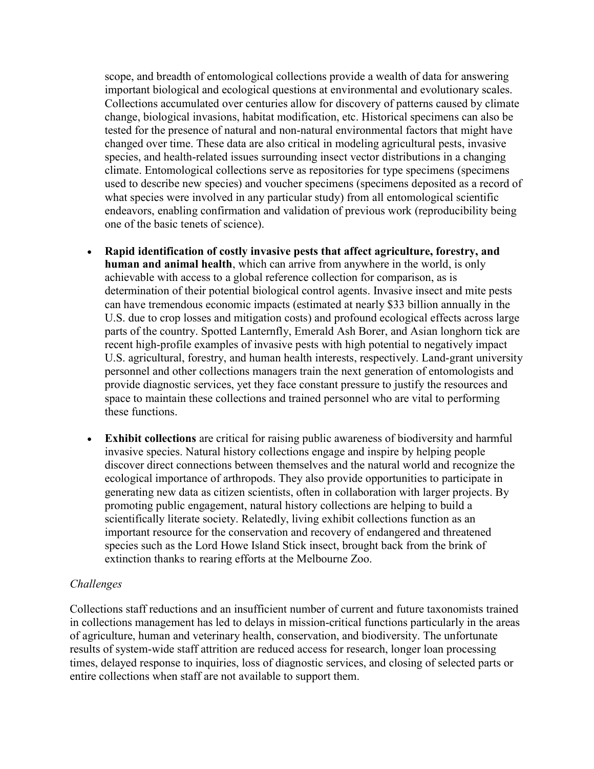scope, and breadth of entomological collections provide a wealth of data for answering important biological and ecological questions at environmental and evolutionary scales. Collections accumulated over centuries allow for discovery of patterns caused by climate change, biological invasions, habitat modification, etc. Historical specimens can also be tested for the presence of natural and non-natural environmental factors that might have changed over time. These data are also critical in modeling agricultural pests, invasive species, and health-related issues surrounding insect vector distributions in a changing climate. Entomological collections serve as repositories for type specimens (specimens used to describe new species) and voucher specimens (specimens deposited as a record of what species were involved in any particular study) from all entomological scientific endeavors, enabling confirmation and validation of previous work (reproducibility being one of the basic tenets of science).

- **Rapid identification of costly invasive pests that affect agriculture, forestry, and human and animal health**, which can arrive from anywhere in the world, is only achievable with access to a global reference collection for comparison, as is determination of their potential biological control agents. Invasive insect and mite pests can have tremendous economic impacts (estimated at nearly $33 billion annually in the U.S. due to crop losses and mitigation costs) and profound ecological effects across large parts of the country. Spotted Lanternfly, Emerald Ash Borer, and Asian longhorn tick are recent high-profile examples of invasive pests with high potential to negatively impact U.S. agricultural, forestry, and human health interests, respectively. Land-grant university personnel and other collections managers train the next generation of entomologists and provide diagnostic services, yet they face constant pressure to justify the resources and space to maintain these collections and trained personnel who are vital to performing these functions.

- **Exhibit collections** are critical for raising public awareness of biodiversity and harmful invasive species. Natural history collections engage and inspire by helping people discover direct connections between themselves and the natural world and recognize the ecological importance of arthropods. They also provide opportunities to participate in generating new data as citizen scientists, often in collaboration with larger projects. By promoting public engagement, natural history collections are helping to build a scientifically literate society. Relatedly, living exhibit collections function as an important resource for the conservation and recovery of endangered and threatened species such as the Lord Howe Island Stick insect, brought back from the brink of extinction thanks to rearing efforts at the Melbourne Zoo.

*Challenges*

Collections staff reductions and an insufficient number of current and future taxonomists trained in collections management has led to delays in mission-critical functions particularly in the areas of agriculture, human and veterinary health, conservation, and biodiversity. The unfortunate results of system-wide staff attrition are reduced access for research, longer loan processing times, delayed response to inquiries, loss of diagnostic services, and closing of selected parts or entire collections when staff are not available to support them.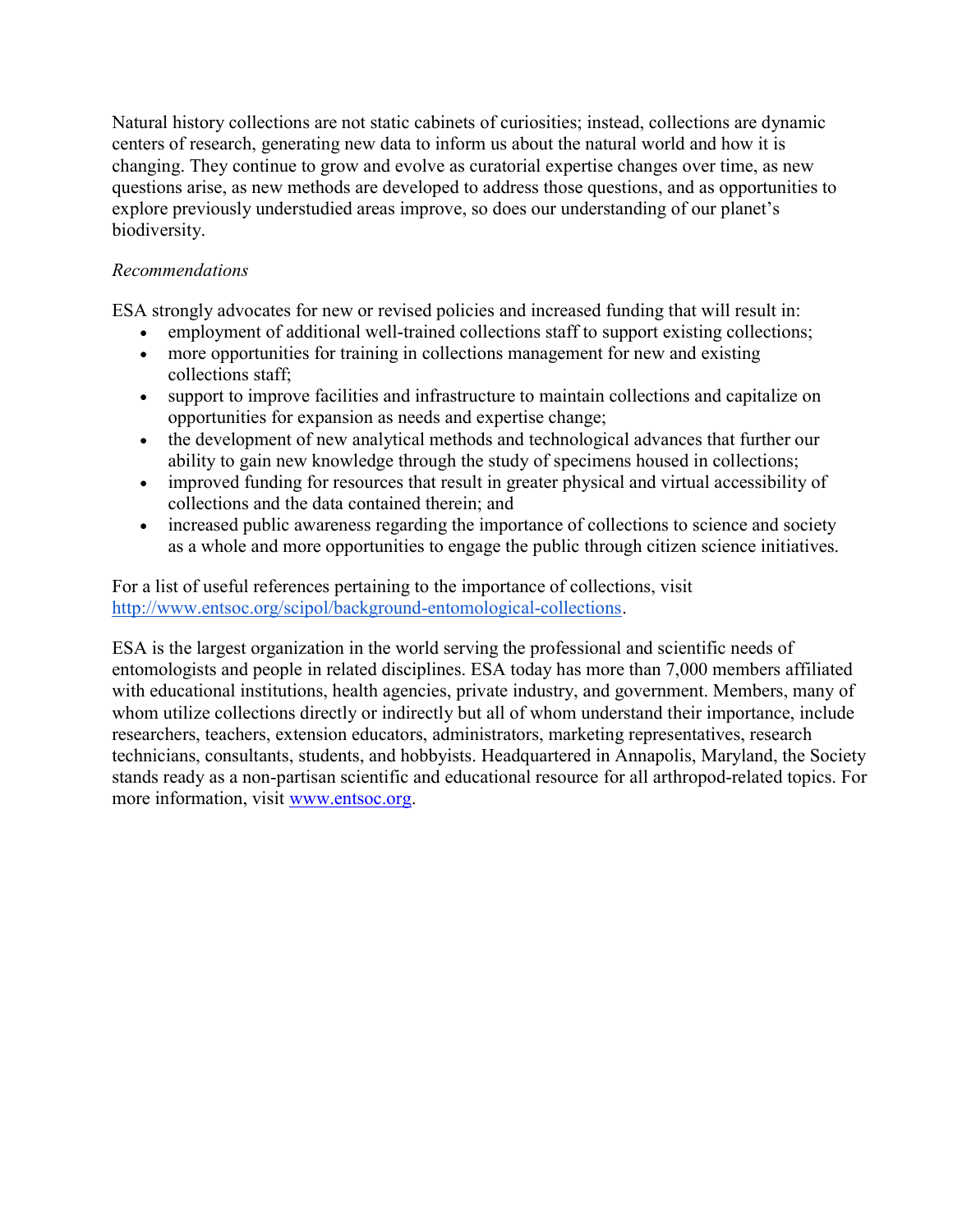Natural history collections are not static cabinets of curiosities; instead, collections are dynamic centers of research, generating new data to inform us about the natural world and how it is changing. They continue to grow and evolve as curatorial expertise changes over time, as new questions arise, as new methods are developed to address those questions, and as opportunities to explore previously understudied areas improve, so does our understanding of our planet's biodiversity.

*Recommendations*

ESA strongly advocates for new or revised policies and increased funding that will result in:

- employment of additional well-trained collections staff to support existing collections;
- more opportunities for training in collections management for new and existing collections staff;
- support to improve facilities and infrastructure to maintain collections and capitalize on opportunities for expansion as needs and expertise change;
- the development of new analytical methods and technological advances that further our ability to gain new knowledge through the study of specimens housed in collections;
- improved funding for resources that result in greater physical and virtual accessibility of collections and the data contained therein; and
- increased public awareness regarding the importance of collections to science and society as a whole and more opportunities to engage the public through citizen science initiatives.

For a list of useful references pertaining to the importance of collections, visit [http://www.entsoc.org/scipol/background-entomological-collections](http://www.entsoc.org/scipol/background-entomological-collections).

ESA is the largest organization in the world serving the professional and scientific needs of entomologists and people in related disciplines. ESA today has more than 7,000 members affiliated with educational institutions, health agencies, private industry, and government. Members, many of whom utilize collections directly or indirectly but all of whom understand their importance, include researchers, teachers, extension educators, administrators, marketing representatives, research technicians, consultants, students, and hobbyists. Headquartered in Annapolis, Maryland, the Society stands ready as a non-partisan scientific and educational resource for all arthropod-related topics. For more information, visit [www.entsoc.org](http://www.entsoc.org).